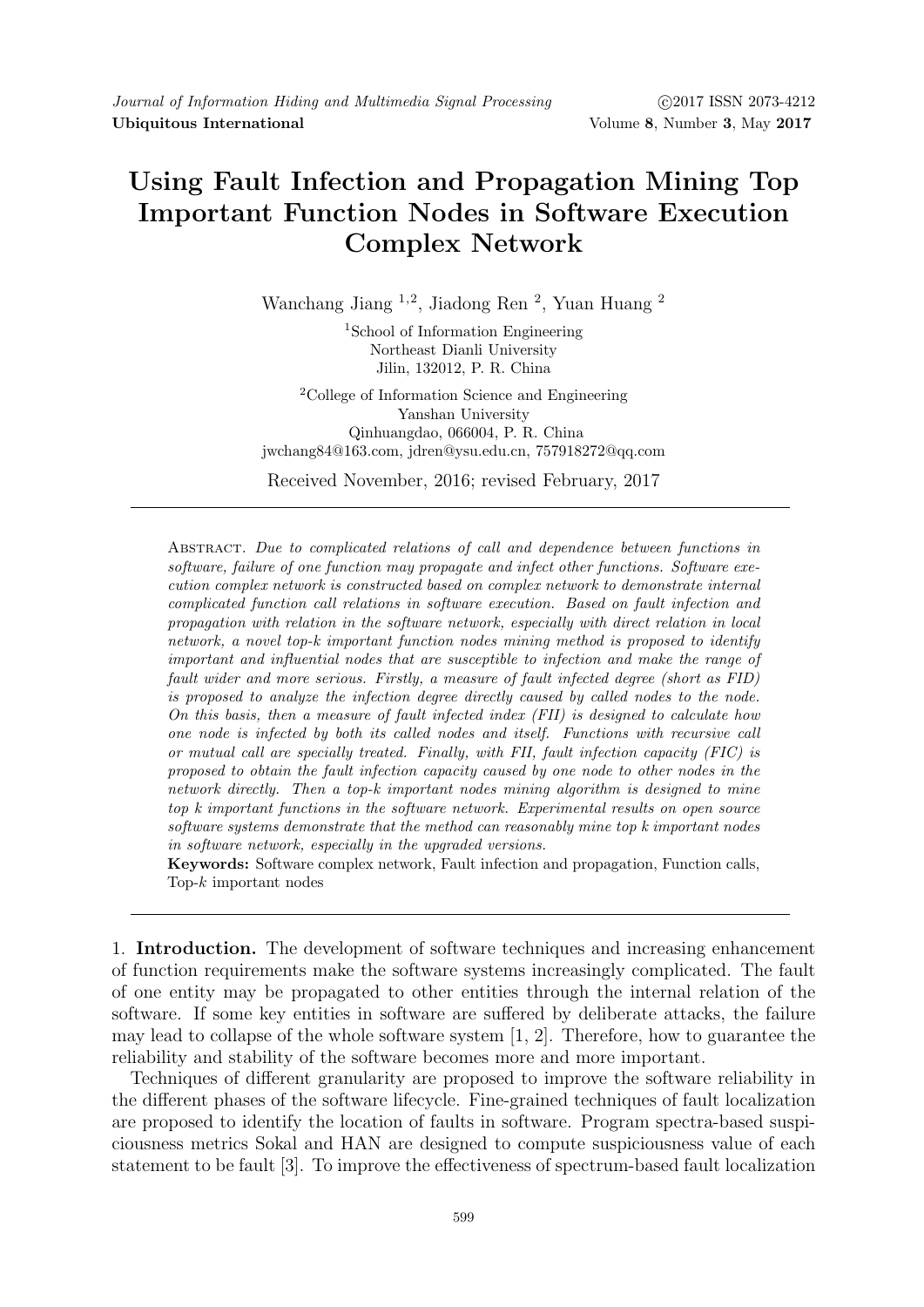# Using Fault Infection and Propagation Mining Top Important Function Nodes in Software Execution Complex Network

Wanchang Jiang [1,2], Jiadong Ren [2], Yuan Huang [2]

[1]School of Information Engineering
Northeast Dianli University
Jilin, 132012, P. R. China

[2]College of Information Science and Engineering
Yanshan University
Qinhuangdao, 066004, P. R. China
jwchang84@163.com, jdren@ysu.edu.cn, 757918272@qq.com

Received November, 2016; revised February, 2017

Abstract. *Due to complicated relations of call and dependence between functions in software, failure of one function may propagate and infect other functions. Software execution complex network is constructed based on complex network to demonstrate internal complicated function call relations in software execution. Based on fault infection and propagation with relation in the software network, especially with direct relation in local network, a novel top-k important function nodes mining method is proposed to identify important and influential nodes that are susceptible to infection and make the range of fault wider and more serious. Firstly, a measure of fault infected degree (short as FID) is proposed to analyze the infection degree directly caused by called nodes to the node. On this basis, then a measure of fault infected index (FII) is designed to calculate how one node is infected by both its called nodes and itself. Functions with recursive call or mutual call are specially treated. Finally, with FII, fault infection capacity (FIC) is proposed to obtain the fault infection capacity caused by one node to other nodes in the network directly. Then a top-k important nodes mining algorithm is designed to mine top k important functions in the software network. Experimental results on open source software systems demonstrate that the method can reasonably mine top k important nodes in software network, especially in the upgraded versions.*

**Keywords:** Software complex network, Fault infection and propagation, Function calls, Top-$k$ important nodes

1. **Introduction.** The development of software techniques and increasing enhancement of function requirements make the software systems increasingly complicated. The fault of one entity may be propagated to other entities through the internal relation of the software. If some key entities in software are suffered by deliberate attacks, the failure may lead to collapse of the whole software system [1, 2]. Therefore, how to guarantee the reliability and stability of the software becomes more and more important.

Techniques of different granularity are proposed to improve the software reliability in the different phases of the software lifecycle. Fine-grained techniques of fault localization are proposed to identify the location of faults in software. Program spectra-based suspiciousness metrics Sokal and HAN are designed to compute suspiciousness value of each statement to be fault [3]. To improve the effectiveness of spectrum-based fault localization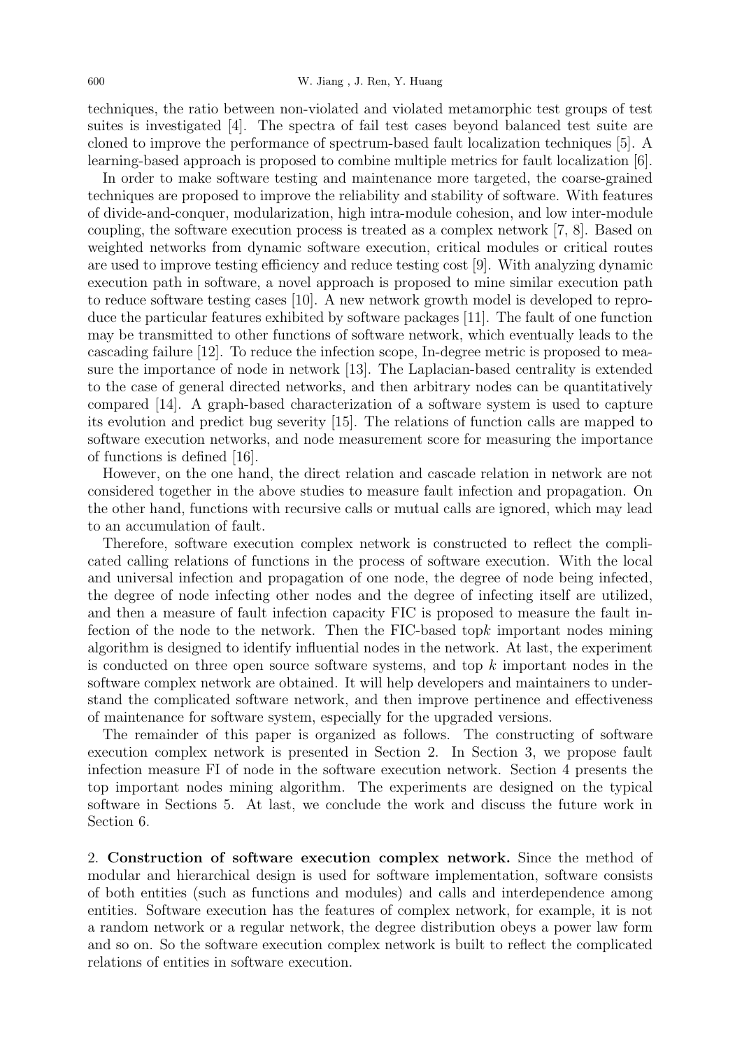techniques, the ratio between non-violated and violated metamorphic test groups of test suites is investigated [4]. The spectra of fail test cases beyond balanced test suite are cloned to improve the performance of spectrum-based fault localization techniques [5]. A learning-based approach is proposed to combine multiple metrics for fault localization [6].

In order to make software testing and maintenance more targeted, the coarse-grained techniques are proposed to improve the reliability and stability of software. With features of divide-and-conquer, modularization, high intra-module cohesion, and low inter-module coupling, the software execution process is treated as a complex network [7, 8]. Based on weighted networks from dynamic software execution, critical modules or critical routes are used to improve testing efficiency and reduce testing cost [9]. With analyzing dynamic execution path in software, a novel approach is proposed to mine similar execution path to reduce software testing cases [10]. A new network growth model is developed to reproduce the particular features exhibited by software packages [11]. The fault of one function may be transmitted to other functions of software network, which eventually leads to the cascading failure [12]. To reduce the infection scope, In-degree metric is proposed to measure the importance of node in network [13]. The Laplacian-based centrality is extended to the case of general directed networks, and then arbitrary nodes can be quantitatively compared [14]. A graph-based characterization of a software system is used to capture its evolution and predict bug severity [15]. The relations of function calls are mapped to software execution networks, and node measurement score for measuring the importance of functions is defined [16].

However, on the one hand, the direct relation and cascade relation in network are not considered together in the above studies to measure fault infection and propagation. On the other hand, functions with recursive calls or mutual calls are ignored, which may lead to an accumulation of fault.

Therefore, software execution complex network is constructed to reflect the complicated calling relations of functions in the process of software execution. With the local and universal infection and propagation of one node, the degree of node being infected, the degree of node infecting other nodes and the degree of infecting itself are utilized, and then a measure of fault infection capacity FIC is proposed to measure the fault infection of the node to the network. Then the FIC-based top$k$ important nodes mining algorithm is designed to identify influential nodes in the network. At last, the experiment is conducted on three open source software systems, and top $k$ important nodes in the software complex network are obtained. It will help developers and maintainers to understand the complicated software network, and then improve pertinence and effectiveness of maintenance for software system, especially for the upgraded versions.

The remainder of this paper is organized as follows. The constructing of software execution complex network is presented in Section 2. In Section 3, we propose fault infection measure FI of node in the software execution network. Section 4 presents the top important nodes mining algorithm. The experiments are designed on the typical software in Sections 5. At last, we conclude the work and discuss the future work in Section 6.

## 2. Construction of software execution complex network.

Since the method of modular and hierarchical design is used for software implementation, software consists of both entities (such as functions and modules) and calls and interdependence among entities. Software execution has the features of complex network, for example, it is not a random network or a regular network, the degree distribution obeys a power law form and so on. So the software execution complex network is built to reflect the complicated relations of entities in software execution.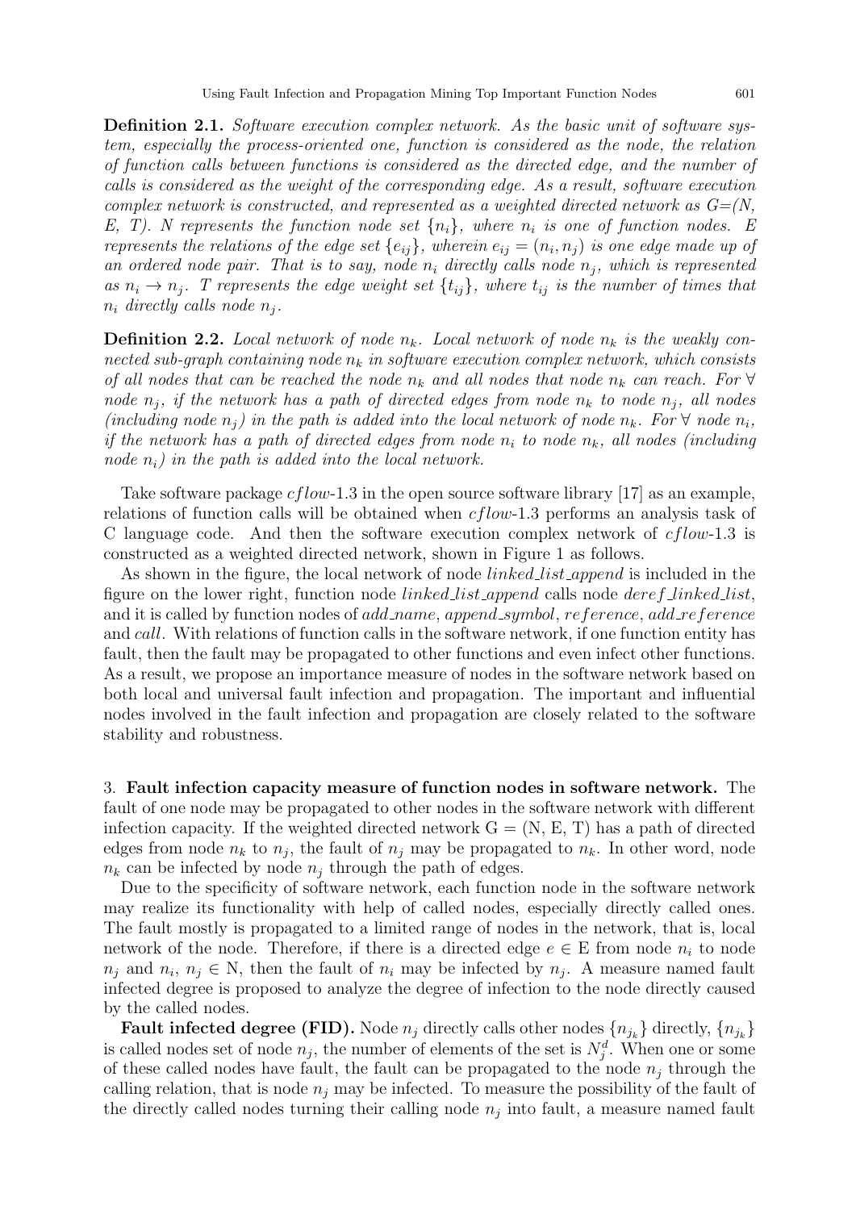**Definition 2.1.** *Software execution complex network. As the basic unit of software system, especially the process-oriented one, function is considered as the node, the relation of function calls between functions is considered as the directed edge, and the number of calls is considered as the weight of the corresponding edge. As a result, software execution complex network is constructed, and represented as a weighted directed network as G=(N, E, T). N represents the function node set $\{n_i\}$, where $n_i$ is one of function nodes. E represents the relations of the edge set $\{e_{ij}\}$, wherein $e_{ij} = (n_i, n_j)$ is one edge made up of an ordered node pair. That is to say, node $n_i$ directly calls node $n_j$, which is represented as $n_i \rightarrow n_j$. T represents the edge weight set $\{t_{ij}\}$, where $t_{ij}$ is the number of times that $n_i$ directly calls node $n_j$.*

**Definition 2.2.** *Local network of node $n_k$. Local network of node $n_k$ is the weakly connected sub-graph containing node $n_k$ in software execution complex network, which consists of all nodes that can be reached the node $n_k$ and all nodes that node $n_k$ can reach. For $\forall$ node $n_j$, if the network has a path of directed edges from node $n_k$ to node $n_j$, all nodes (including node $n_j$) in the path is added into the local network of node $n_k$. For $\forall$ node $n_i$, if the network has a path of directed edges from node $n_i$ to node $n_k$, all nodes (including node $n_i$) in the path is added into the local network.*

Take software package *cflow*-1.3 in the open source software library [17] as an example, relations of function calls will be obtained when *cflow*-1.3 performs an analysis task of C language code. And then the software execution complex network of *cflow*-1.3 is constructed as a weighted directed network, shown in Figure 1 as follows.

As shown in the figure, the local network of node *linked_list_append* is included in the figure on the lower right, function node *linked_list_append* calls node *deref_linked_list*, and it is called by function nodes of *add_name*, *append_symbol*, *reference*, *add_reference* and *call*. With relations of function calls in the software network, if one function entity has fault, then the fault may be propagated to other functions and even infect other functions. As a result, we propose an importance measure of nodes in the software network based on both local and universal fault infection and propagation. The important and influential nodes involved in the fault infection and propagation are closely related to the software stability and robustness.

## 3. Fault infection capacity measure of function nodes in software network.

The fault of one node may be propagated to other nodes in the software network with different infection capacity. If the weighted directed network G = (N, E, T) has a path of directed edges from node $n_k$ to $n_j$, the fault of $n_j$ may be propagated to $n_k$. In other word, node $n_k$ can be infected by node $n_j$ through the path of edges.

Due to the specificity of software network, each function node in the software network may realize its functionality with help of called nodes, especially directly called ones. The fault mostly is propagated to a limited range of nodes in the network, that is, local network of the node. Therefore, if there is a directed edge $e \in$ E from node $n_i$ to node $n_j$ and $n_i$, $n_j \in$ N, then the fault of $n_i$ may be infected by $n_j$. A measure named fault infected degree is proposed to analyze the degree of infection to the node directly caused by the called nodes.

**Fault infected degree (FID).** Node $n_j$ directly calls other nodes $\{n_{j_k}\}$ directly, $\{n_{j_k}\}$ is called nodes set of node $n_j$, the number of elements of the set is $N_j^d$. When one or some of these called nodes have fault, the fault can be propagated to the node $n_j$ through the calling relation, that is node $n_j$ may be infected. To measure the possibility of the fault of the directly called nodes turning their calling node $n_j$ into fault, a measure named fault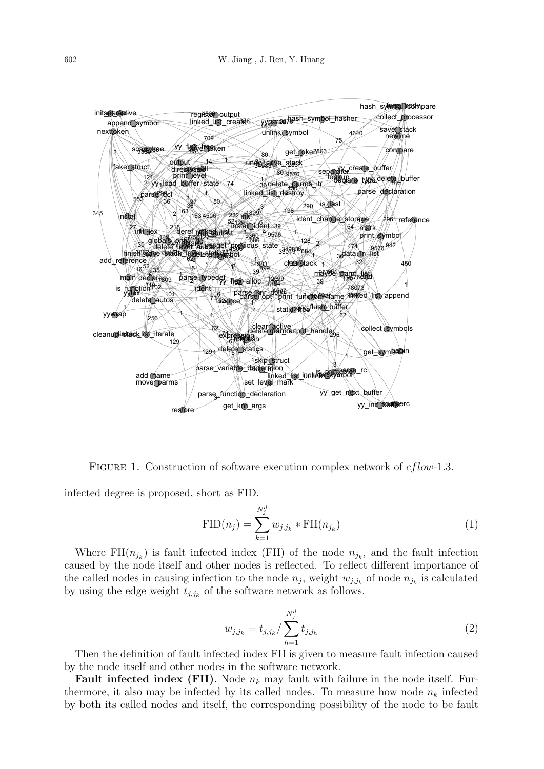FIGURE 1. Construction of software execution complex network of *cflow*-1.3.

infected degree is proposed, short as FID.

$$\mathrm{FID}(n_j) = \sum_{k=1}^{N_j^d} w_{j,j_k} * \mathrm{FII}(n_{j_k}) \tag{1}$$

Where $\mathrm{FII}(n_{j_k})$ is fault infected index (FII) of the node $n_{j_k}$, and the fault infection caused by the node itself and other nodes is reflected. To reflect different importance of the called nodes in causing infection to the node $n_j$, weight $w_{j,j_k}$ of node $n_{j_k}$ is calculated by using the edge weight $t_{j,j_k}$ of the software network as follows.

$$w_{j,j_k} = t_{j,j_k} / \sum_{h=1}^{N_j^d} t_{j,j_h} \tag{2}$$

Then the definition of fault infected index FII is given to measure fault infection caused by the node itself and other nodes in the software network.

**Fault infected index (FII).** Node $n_k$ may fault with failure in the node itself. Furthermore, it also may be infected by its called nodes. To measure how node $n_k$ infected by both its called nodes and itself, the corresponding possibility of the node to be fault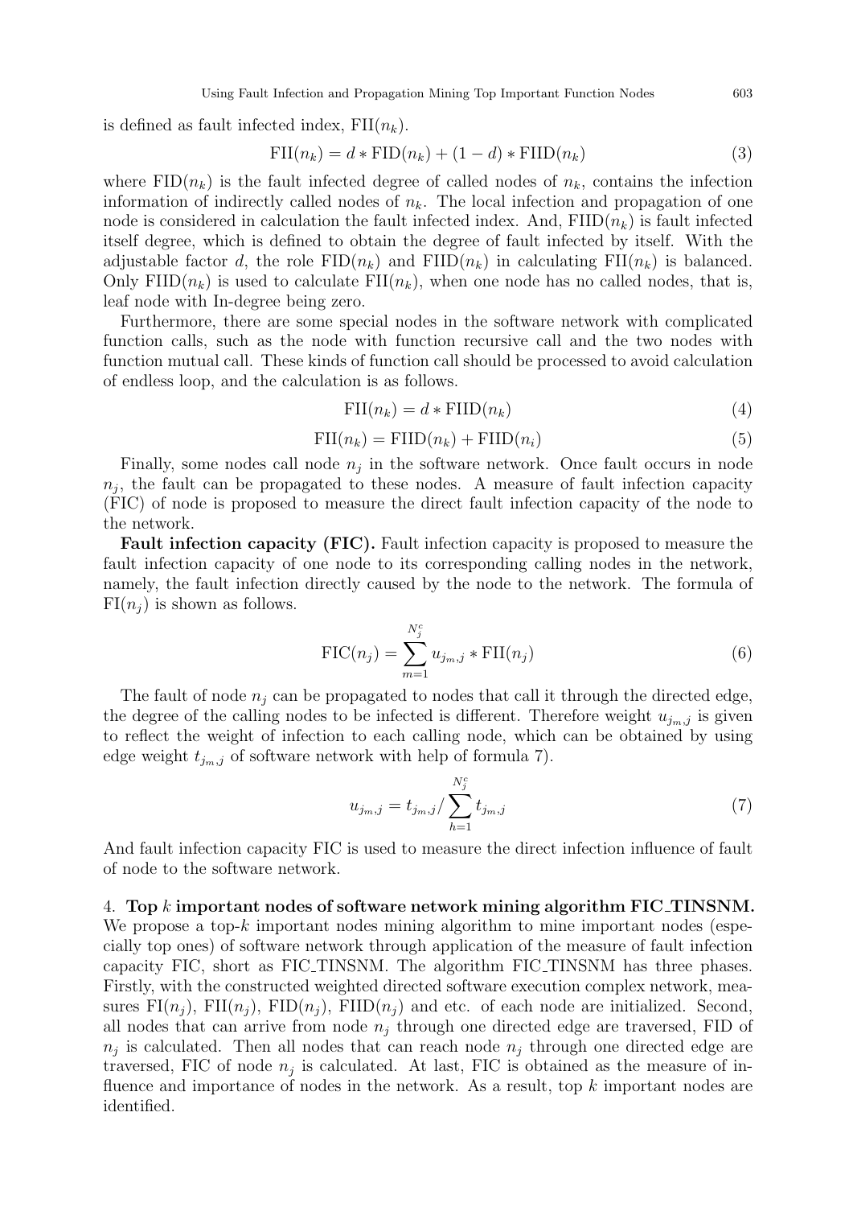is defined as fault infected index, $\mathrm{FII}(n_k)$.

$$\mathrm{FII}(n_k) = d * \mathrm{FID}(n_k) + (1 - d) * \mathrm{FIID}(n_k) \tag{3}$$

where $\mathrm{FID}(n_k)$ is the fault infected degree of called nodes of $n_k$, contains the infection information of indirectly called nodes of $n_k$. The local infection and propagation of one node is considered in calculation the fault infected index. And, $\mathrm{FIID}(n_k)$ is fault infected itself degree, which is defined to obtain the degree of fault infected by itself. With the adjustable factor $d$, the role $\mathrm{FID}(n_k)$ and $\mathrm{FIID}(n_k)$ in calculating $\mathrm{FII}(n_k)$ is balanced. Only $\mathrm{FIID}(n_k)$ is used to calculate $\mathrm{FII}(n_k)$, when one node has no called nodes, that is, leaf node with In-degree being zero.

Furthermore, there are some special nodes in the software network with complicated function calls, such as the node with function recursive call and the two nodes with function mutual call. These kinds of function call should be processed to avoid calculation of endless loop, and the calculation is as follows.

$$\mathrm{FII}(n_k) = d * \mathrm{FIID}(n_k) \tag{4}$$

$$\mathrm{FII}(n_k) = \mathrm{FIID}(n_k) + \mathrm{FIID}(n_i) \tag{5}$$

Finally, some nodes call node $n_j$ in the software network. Once fault occurs in node $n_j$, the fault can be propagated to these nodes. A measure of fault infection capacity (FIC) of node is proposed to measure the direct fault infection capacity of the node to the network.

**Fault infection capacity (FIC).** Fault infection capacity is proposed to measure the fault infection capacity of one node to its corresponding calling nodes in the network, namely, the fault infection directly caused by the node to the network. The formula of $\mathrm{FI}(n_j)$ is shown as follows.

$$\mathrm{FIC}(n_j) = \sum_{m=1}^{N_j^c} u_{j_m,j} * \mathrm{FII}(n_j) \tag{6}$$

The fault of node $n_j$ can be propagated to nodes that call it through the directed edge, the degree of the calling nodes to be infected is different. Therefore weight $u_{j_m,j}$ is given to reflect the weight of infection to each calling node, which can be obtained by using edge weight $t_{j_m,j}$ of software network with help of formula 7).

$$u_{j_m,j} = t_{j_m,j} / \sum_{h=1}^{N_j^c} t_{j_m,j} \tag{7}$$

And fault infection capacity FIC is used to measure the direct infection influence of fault of node to the software network.

## 4. Top $k$ important nodes of software network mining algorithm FIC_TINSNM.

We propose a top-$k$ important nodes mining algorithm to mine important nodes (especially top ones) of software network through application of the measure of fault infection capacity FIC, short as FIC_TINSNM. The algorithm FIC_TINSNM has three phases. Firstly, with the constructed weighted directed software execution complex network, measures $\mathrm{FI}(n_j)$, $\mathrm{FII}(n_j)$, $\mathrm{FID}(n_j)$, $\mathrm{FIID}(n_j)$ and etc. of each node are initialized. Second, all nodes that can arrive from node $n_j$ through one directed edge are traversed, FID of $n_j$ is calculated. Then all nodes that can reach node $n_j$ through one directed edge are traversed, FIC of node $n_j$ is calculated. At last, FIC is obtained as the measure of influence and importance of nodes in the network. As a result, top $k$ important nodes are identified.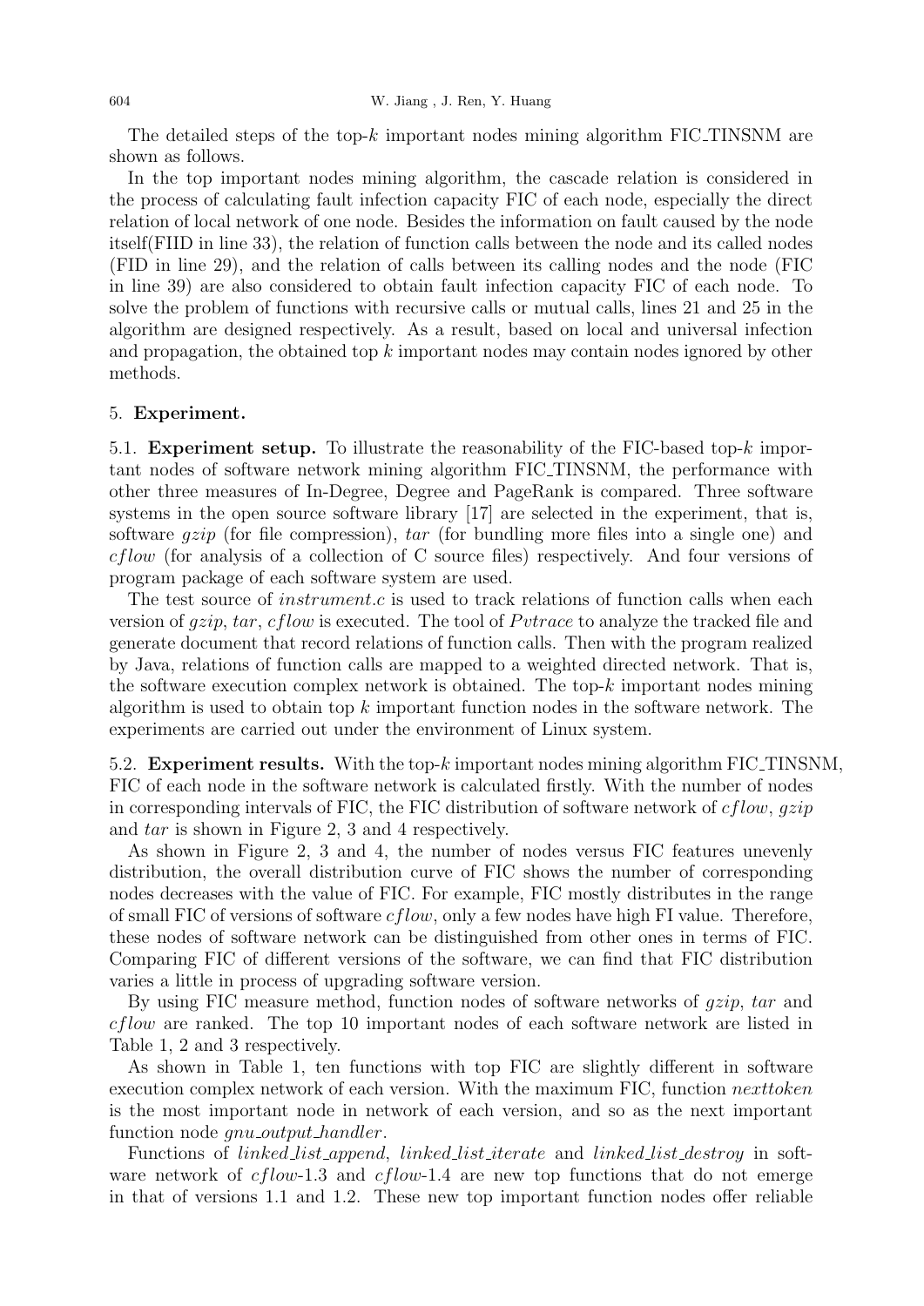The detailed steps of the top-$k$ important nodes mining algorithm FIC_TINSNM are shown as follows.

In the top important nodes mining algorithm, the cascade relation is considered in the process of calculating fault infection capacity FIC of each node, especially the direct relation of local network of one node. Besides the information on fault caused by the node itself(FIID in line 33), the relation of function calls between the node and its called nodes (FID in line 29), and the relation of calls between its calling nodes and the node (FIC in line 39) are also considered to obtain fault infection capacity FIC of each node. To solve the problem of functions with recursive calls or mutual calls, lines 21 and 25 in the algorithm are designed respectively. As a result, based on local and universal infection and propagation, the obtained top $k$ important nodes may contain nodes ignored by other methods.

## 5. Experiment.

**5.1. Experiment setup.** To illustrate the reasonability of the FIC-based top-$k$ important nodes of software network mining algorithm FIC_TINSNM, the performance with other three measures of In-Degree, Degree and PageRank is compared. Three software systems in the open source software library [17] are selected in the experiment, that is, software *gzip* (for file compression), *tar* (for bundling more files into a single one) and *cflow* (for analysis of a collection of C source files) respectively. And four versions of program package of each software system are used.

The test source of *instrument.c* is used to track relations of function calls when each version of *gzip*, *tar*, *cflow* is executed. The tool of *Pvtrace* to analyze the tracked file and generate document that record relations of function calls. Then with the program realized by Java, relations of function calls are mapped to a weighted directed network. That is, the software execution complex network is obtained. The top-$k$ important nodes mining algorithm is used to obtain top $k$ important function nodes in the software network. The experiments are carried out under the environment of Linux system.

**5.2. Experiment results.** With the top-$k$ important nodes mining algorithm FIC_TINSNM, FIC of each node in the software network is calculated firstly. With the number of nodes in corresponding intervals of FIC, the FIC distribution of software network of *cflow*, *gzip* and *tar* is shown in Figure 2, 3 and 4 respectively.

As shown in Figure 2, 3 and 4, the number of nodes versus FIC features unevenly distribution, the overall distribution curve of FIC shows the number of corresponding nodes decreases with the value of FIC. For example, FIC mostly distributes in the range of small FIC of versions of software *cflow*, only a few nodes have high FI value. Therefore, these nodes of software network can be distinguished from other ones in terms of FIC. Comparing FIC of different versions of the software, we can find that FIC distribution varies a little in process of upgrading software version.

By using FIC measure method, function nodes of software networks of *gzip*, *tar* and *cflow* are ranked. The top 10 important nodes of each software network are listed in Table 1, 2 and 3 respectively.

As shown in Table 1, ten functions with top FIC are slightly different in software execution complex network of each version. With the maximum FIC, function *nexttoken* is the most important node in network of each version, and so as the next important function node *gnu_output_handler*.

Functions of *linked_list_append*, *linked_list_iterate* and *linked_list_destroy* in software network of *cflow*-1.3 and *cflow*-1.4 are new top functions that do not emerge in that of versions 1.1 and 1.2. These new top important function nodes offer reliable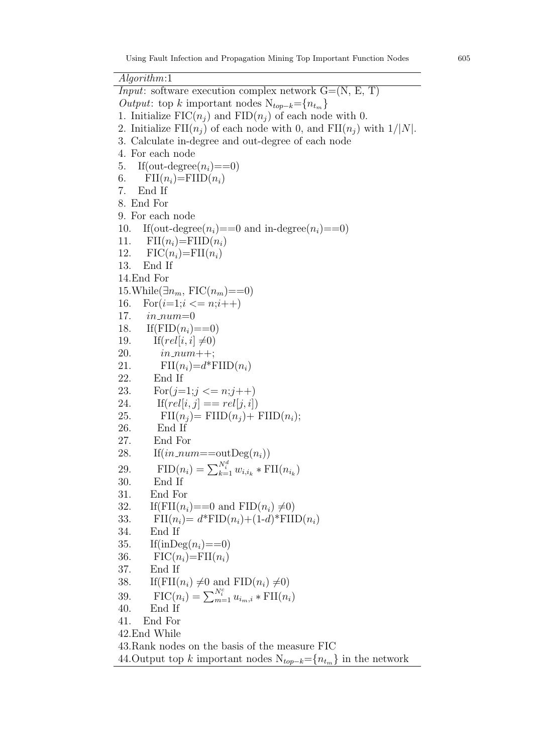*Algorithm*:1

*Input*: software execution complex network G=(N, E, T)

*Output*: top $k$ important nodes $N_{top-k}$={$n_{t_m}$}

1. Initialize FIC($n_j$) and FID($n_j$) of each node with 0.
2. Initialize FII($n_j$) of each node with 0, and FII($n_j$) with $1/|N|$.
3. Calculate in-degree and out-degree of each node
4. For each node
5. &nbsp;&nbsp;If(out-degree($n_i$)==0)
6. &nbsp;&nbsp;&nbsp;&nbsp;FII($n_i$)=FIID($n_i$)
7. &nbsp;&nbsp;End If
8. End For
9. For each node
10. &nbsp;&nbsp;If(out-degree($n_i$)==0 and in-degree($n_i$)==0)
11. &nbsp;&nbsp;&nbsp;&nbsp;FII($n_i$)=FIID($n_i$)
12. &nbsp;&nbsp;&nbsp;&nbsp;FIC($n_i$)=FII($n_i$)
13. &nbsp;&nbsp;End If
14. End For
15. While($\exists n_m$, FIC($n_m$)==0)
16. &nbsp;&nbsp;For($i$=1;$i$ <= $n$;$i$++)
17. &nbsp;&nbsp;&nbsp;&nbsp;$in\_num$=0
18. &nbsp;&nbsp;&nbsp;&nbsp;If(FID($n_i$)==0)
19. &nbsp;&nbsp;&nbsp;&nbsp;&nbsp;&nbsp;If($rel[i,i] \neq 0$)
20. &nbsp;&nbsp;&nbsp;&nbsp;&nbsp;&nbsp;&nbsp;&nbsp;$in\_num$++;
21. &nbsp;&nbsp;&nbsp;&nbsp;&nbsp;&nbsp;&nbsp;&nbsp;FII($n_i$)=$d$*FIID($n_i$)
22. &nbsp;&nbsp;&nbsp;&nbsp;&nbsp;&nbsp;End If
23. &nbsp;&nbsp;&nbsp;&nbsp;&nbsp;&nbsp;For($j$=1;$j$ <= $n$;$j$++)
24. &nbsp;&nbsp;&nbsp;&nbsp;&nbsp;&nbsp;&nbsp;&nbsp;If($rel[i,j] == rel[j,i]$)
25. &nbsp;&nbsp;&nbsp;&nbsp;&nbsp;&nbsp;&nbsp;&nbsp;&nbsp;&nbsp;FII($n_j$)= FIID($n_j$)+ FIID($n_i$);
26. &nbsp;&nbsp;&nbsp;&nbsp;&nbsp;&nbsp;&nbsp;&nbsp;End If
27. &nbsp;&nbsp;&nbsp;&nbsp;&nbsp;&nbsp;End For
28. &nbsp;&nbsp;&nbsp;&nbsp;&nbsp;&nbsp;If($in\_num$==outDeg($n_i$))
29. &nbsp;&nbsp;&nbsp;&nbsp;&nbsp;&nbsp;&nbsp;&nbsp;$\text{FID}(n_i) = \sum_{k=1}^{N_i^d} w_{i,i_k} * \text{FII}(n_{i_k})$
30. &nbsp;&nbsp;&nbsp;&nbsp;&nbsp;&nbsp;End If
31. &nbsp;&nbsp;&nbsp;&nbsp;End For
32. &nbsp;&nbsp;&nbsp;&nbsp;If(FII($n_i$)==0 and FID($n_i$) $\neq$0)
33. &nbsp;&nbsp;&nbsp;&nbsp;&nbsp;&nbsp;FII($n_i$)= $d$*FID($n_i$)+(1-$d$)*FIID($n_i$)
34. &nbsp;&nbsp;&nbsp;&nbsp;End If
35. &nbsp;&nbsp;&nbsp;&nbsp;If(inDeg($n_i$)==0)
36. &nbsp;&nbsp;&nbsp;&nbsp;&nbsp;&nbsp;FIC($n_i$)=FII($n_i$)
37. &nbsp;&nbsp;&nbsp;&nbsp;End If
38. &nbsp;&nbsp;&nbsp;&nbsp;If(FII($n_i$) $\neq$0 and FID($n_i$) $\neq$0)
39. &nbsp;&nbsp;&nbsp;&nbsp;&nbsp;&nbsp;$\text{FIC}(n_i) = \sum_{m=1}^{N_i^c} u_{i_m,i} * \text{FII}(n_i)$
40. &nbsp;&nbsp;&nbsp;&nbsp;End If
41. &nbsp;&nbsp;End For
42. End While
43. Rank nodes on the basis of the measure FIC
44. Output top $k$ important nodes $N_{top-k}$={$n_{t_m}$} in the network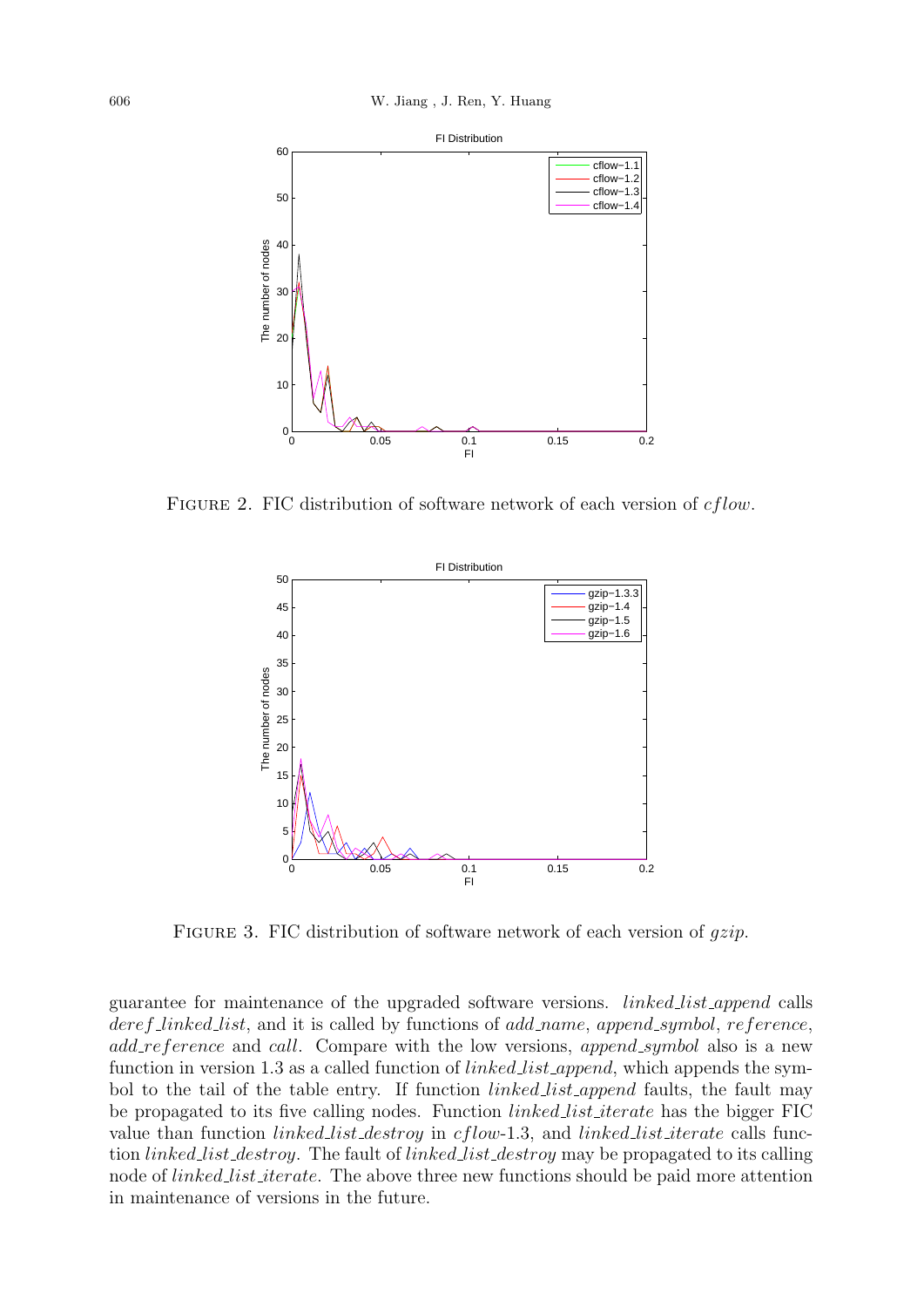FI Distribution

60
50
40
30
20
10
0

The number of nodes

0 0.05 0.1 0.15 0.2

FI

cflow−1.1
cflow−1.2
cflow−1.3
cflow−1.4

Figure 2. FIC distribution of software network of each version of *cflow*.

FI Distribution

50
45
40
35
30
25
20
15
10
5
0

The number of nodes

0 0.05 0.1 0.15 0.2

FI

gzip−1.3.3
gzip−1.4
gzip−1.5
gzip−1.6

Figure 3. FIC distribution of software network of each version of *gzip*.

guarantee for maintenance of the upgraded software versions. *linked_list_append* calls *deref_linked_list*, and it is called by functions of *add_name*, *append_symbol*, *reference*, *add_reference* and *call*. Compare with the low versions, *append_symbol* also is a new function in version 1.3 as a called function of *linked_list_append*, which appends the symbol to the tail of the table entry. If function *linked_list_append* faults, the fault may be propagated to its five calling nodes. Function *linked_list_iterate* has the bigger FIC value than function *linked_list_destroy* in *cflow*-1.3, and *linked_list_iterate* calls function *linked_list_destroy*. The fault of *linked_list_destroy* may be propagated to its calling node of *linked_list_iterate*. The above three new functions should be paid more attention in maintenance of versions in the future.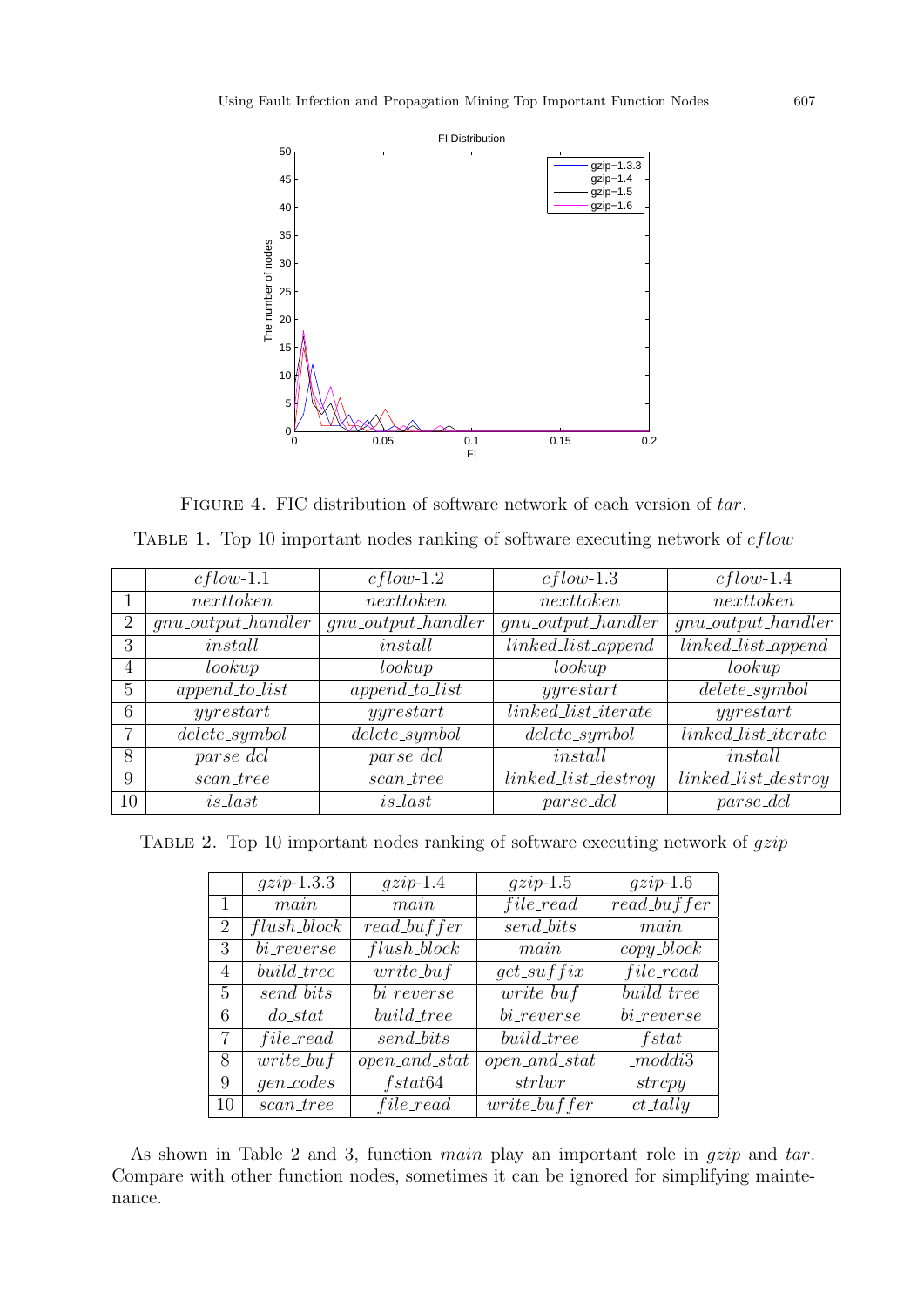FI Distribution

50
45
40
35
30
25
20
15
10
5
0

The number of nodes

0
0.05
0.1
0.15
0.2

FI

gzip−1.3.3
gzip−1.4
gzip−1.5
gzip−1.6

FIGURE 4. FIC distribution of software network of each version of *tar*.

TABLE 1. Top 10 important nodes ranking of software executing network of *cflow*

| | *cflow*-1.1 | *cflow*-1.2 | *cflow*-1.3 | *cflow*-1.4 |
|---|---|---|---|---|
| 1 | *nexttoken* | *nexttoken* | *nexttoken* | *nexttoken* |
| 2 | *gnu_output_handler* | *gnu_output_handler* | *gnu_output_handler* | *gnu_output_handler* |
| 3 | *install* | *install* | *linked_list_append* | *linked_list_append* |
| 4 | *lookup* | *lookup* | *lookup* | *lookup* |
| 5 | *append_to_list* | *append_to_list* | *yyrestart* | *delete_symbol* |
| 6 | *yyrestart* | *yyrestart* | *linked_list_iterate* | *yyrestart* |
| 7 | *delete_symbol* | *delete_symbol* | *delete_symbol* | *linked_list_iterate* |
| 8 | *parse_dcl* | *parse_dcl* | *install* | *install* |
| 9 | *scan_tree* | *scan_tree* | *linked_list_destroy* | *linked_list_destroy* |
| 10 | *is_last* | *is_last* | *parse_dcl* | *parse_dcl* |

TABLE 2. Top 10 important nodes ranking of software executing network of *gzip*

| | *gzip*-1.3.3 | *gzip*-1.4 | *gzip*-1.5 | *gzip*-1.6 |
|---|---|---|---|---|
| 1 | *main* | *main* | *file_read* | *read_buffer* |
| 2 | *flush_block* | *read_buffer* | *send_bits* | *main* |
| 3 | *bi_reverse* | *flush_block* | *main* | *copy_block* |
| 4 | *build_tree* | *write_buf* | *get_suffix* | *file_read* |
| 5 | *send_bits* | *bi_reverse* | *write_buf* | *build_tree* |
| 6 | *do_stat* | *build_tree* | *bi_reverse* | *bi_reverse* |
| 7 | *file_read* | *send_bits* | *build_tree* | *fstat* |
| 8 | *write_buf* | *open_and_stat* | *open_and_stat* | *_moddi3* |
| 9 | *gen_codes* | *fstat64* | *strlwr* | *strcpy* |
| 10 | *scan_tree* | *file_read* | *write_buffer* | *ct_tally* |

As shown in Table 2 and 3, function *main* play an important role in *gzip* and *tar*. Compare with other function nodes, sometimes it can be ignored for simplifying maintenance.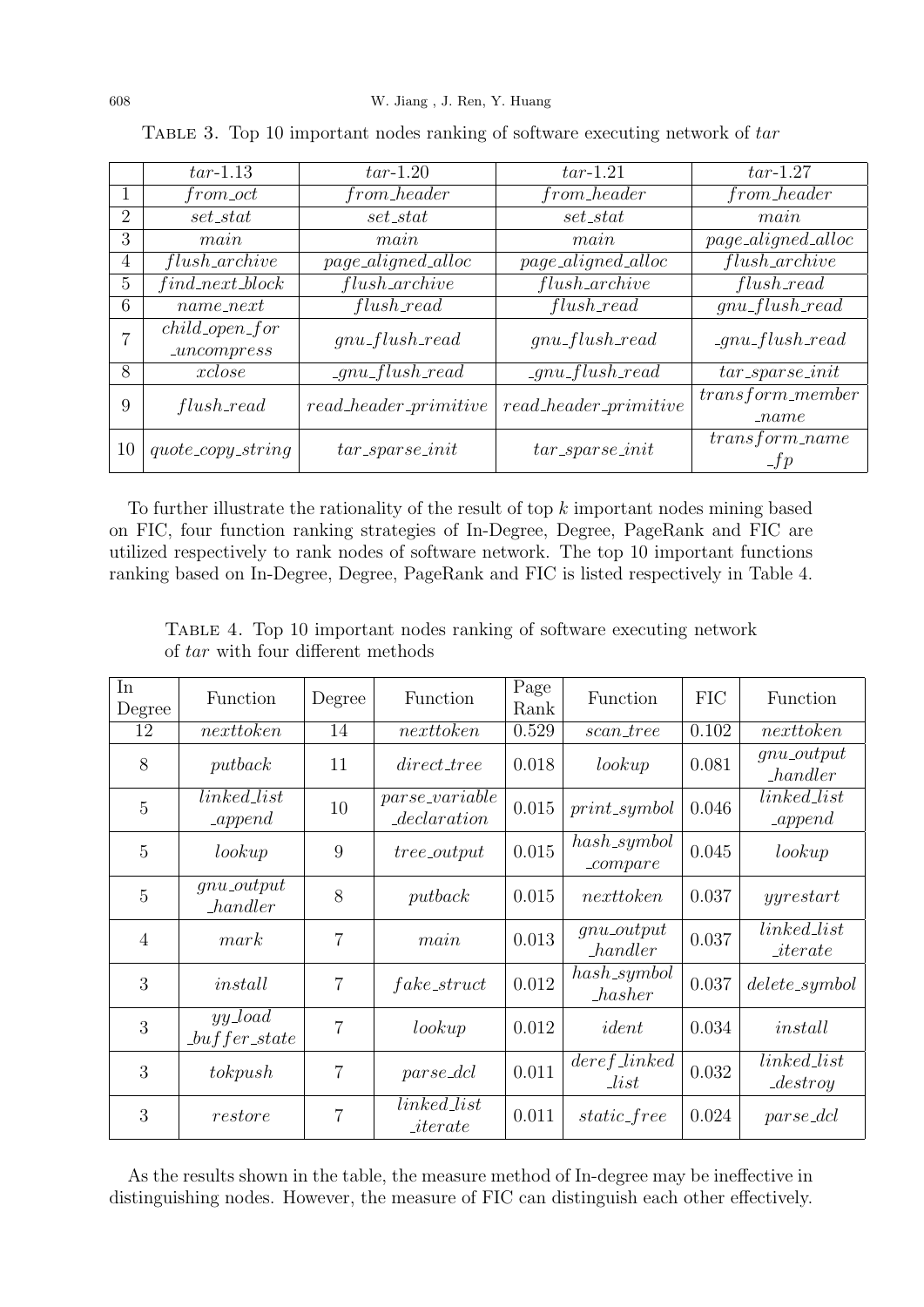Table 3. Top 10 important nodes ranking of software executing network of *tar*

| | *tar*-1.13 | *tar*-1.20 | *tar*-1.21 | *tar*-1.27 |
|---|---|---|---|---|
| 1 | *from_oct* | *from_header* | *from_header* | *from_header* |
| 2 | *set_stat* | *set_stat* | *set_stat* | *main* |
| 3 | *main* | *main* | *main* | *page_aligned_alloc* |
| 4 | *flush_archive* | *page_aligned_alloc* | *page_aligned_alloc* | *flush_archive* |
| 5 | *find_next_block* | *flush_archive* | *flush_archive* | *flush_read* |
| 6 | *name_next* | *flush_read* | *flush_read* | *gnu_flush_read* |
| 7 | *child_open_for_uncompress* | *gnu_flush_read* | *gnu_flush_read* | *_gnu_flush_read* |
| 8 | *xclose* | *_gnu_flush_read* | *_gnu_flush_read* | *tar_sparse_init* |
| 9 | *flush_read* | *read_header_primitive* | *read_header_primitive* | *transform_member_name* |
| 10 | *quote_copy_string* | *tar_sparse_init* | *tar_sparse_init* | *transform_name_fp* |

To further illustrate the rationality of the result of top $k$ important nodes mining based on FIC, four function ranking strategies of In-Degree, Degree, PageRank and FIC are utilized respectively to rank nodes of software network. The top 10 important functions ranking based on In-Degree, Degree, PageRank and FIC is listed respectively in Table 4.

Table 4. Top 10 important nodes ranking of software executing network of *tar* with four different methods

| In Degree | Function | Degree | Function | Page Rank | Function | FIC | Function |
|---|---|---|---|---|---|---|---|
| 12 | *nexttoken* | 14 | *nexttoken* | 0.529 | *scan_tree* | 0.102 | *nexttoken* |
| 8 | *putback* | 11 | *direct_tree* | 0.018 | *lookup* | 0.081 | *gnu_output_handler* |
| 5 | *linked_list_append* | 10 | *parse_variable_declaration* | 0.015 | *print_symbol* | 0.046 | *linked_list_append* |
| 5 | *lookup* | 9 | *tree_output* | 0.015 | *hash_symbol_compare* | 0.045 | *lookup* |
| 5 | *gnu_output_handler* | 8 | *putback* | 0.015 | *nexttoken* | 0.037 | *yyrestart* |
| 4 | *mark* | 7 | *main* | 0.013 | *gnu_output_handler* | 0.037 | *linked_list_iterate* |
| 3 | *install* | 7 | *fake_struct* | 0.012 | *hash_symbol_hasher* | 0.037 | *delete_symbol* |
| 3 | *yy_load_buffer_state* | 7 | *lookup* | 0.012 | *ident* | 0.034 | *install* |
| 3 | *tokpush* | 7 | *parse_dcl* | 0.011 | *deref_linked_list* | 0.032 | *linked_list_destroy* |
| 3 | *restore* | 7 | *linked_list_iterate* | 0.011 | *static_free* | 0.024 | *parse_dcl* |

As the results shown in the table, the measure method of In-degree may be ineffective in distinguishing nodes. However, the measure of FIC can distinguish each other effectively.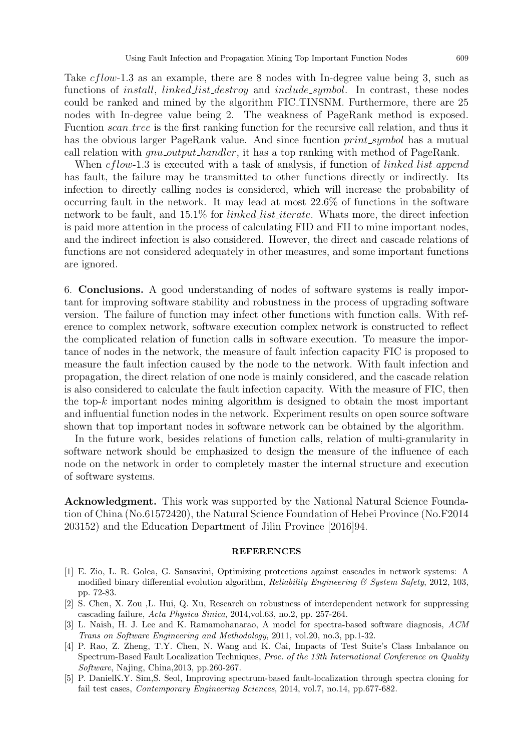Take $cflow$-1.3 as an example, there are 8 nodes with In-degree value being 3, such as functions of *install*, *linked_list_destroy* and *include_symbol*. In contrast, these nodes could be ranked and mined by the algorithm FIC_TINSNM. Furthermore, there are 25 nodes with In-degree value being 2. The weakness of PageRank method is exposed. Fucntion *scan_tree* is the first ranking function for the recursive call relation, and thus it has the obvious larger PageRank value. And since fucntion *print_symbol* has a mutual call relation with *gnu_output_handler*, it has a top ranking with method of PageRank.

When $cflow$-1.3 is executed with a task of analysis, if function of *linked_list_append* has fault, the failure may be transmitted to other functions directly or indirectly. Its infection to directly calling nodes is considered, which will increase the probability of occurring fault in the network. It may lead at most 22.6% of functions in the software network to be fault, and 15.1% for *linked_list_iterate*. Whats more, the direct infection is paid more attention in the process of calculating FID and FII to mine important nodes, and the indirect infection is also considered. However, the direct and cascade relations of functions are not considered adequately in other measures, and some important functions are ignored.

6. **Conclusions.** A good understanding of nodes of software systems is really important for improving software stability and robustness in the process of upgrading software version. The failure of function may infect other functions with function calls. With reference to complex network, software execution complex network is constructed to reflect the complicated relation of function calls in software execution. To measure the importance of nodes in the network, the measure of fault infection capacity FIC is proposed to measure the fault infection caused by the node to the network. With fault infection and propagation, the direct relation of one node is mainly considered, and the cascade relation is also considered to calculate the fault infection capacity. With the measure of FIC, then the top-$k$ important nodes mining algorithm is designed to obtain the most important and influential function nodes in the network. Experiment results on open source software shown that top important nodes in software network can be obtained by the algorithm.

In the future work, besides relations of function calls, relation of multi-granularity in software network should be emphasized to design the measure of the influence of each node on the network in order to completely master the internal structure and execution of software systems.

**Acknowledgment.** This work was supported by the National Natural Science Foundation of China (No.61572420), the Natural Science Foundation of Hebei Province (No.F2014 203152) and the Education Department of Jilin Province [2016]94.

## REFERENCES

[1] E. Zio, L. R. Golea, G. Sansavini, Optimizing protections against cascades in network systems: A modified binary differential evolution algorithm, *Reliability Engineering & System Safety*, 2012, 103, pp. 72-83.

[2] S. Chen, X. Zou ,L. Hui, Q. Xu, Research on robustness of interdependent network for suppressing cascading failure, *Acta Physica Sinica*, 2014,vol.63, no.2, pp. 257-264.

[3] L. Naish, H. J. Lee and K. Ramamohanarao, A model for spectra-based software diagnosis, *ACM Trans on Software Engineering and Methodology*, 2011, vol.20, no.3, pp.1-32.

[4] P. Rao, Z. Zheng, T.Y. Chen, N. Wang and K. Cai, Impacts of Test Suite's Class Imbalance on Spectrum-Based Fault Localization Techniques, *Proc. of the 13th International Conference on Quality Software*, Najing, China,2013, pp.260-267.

[5] P. DanielK.Y. Sim,S. Seol, Improving spectrum-based fault-localization through spectra cloning for fail test cases, *Contemporary Engineering Sciences*, 2014, vol.7, no.14, pp.677-682.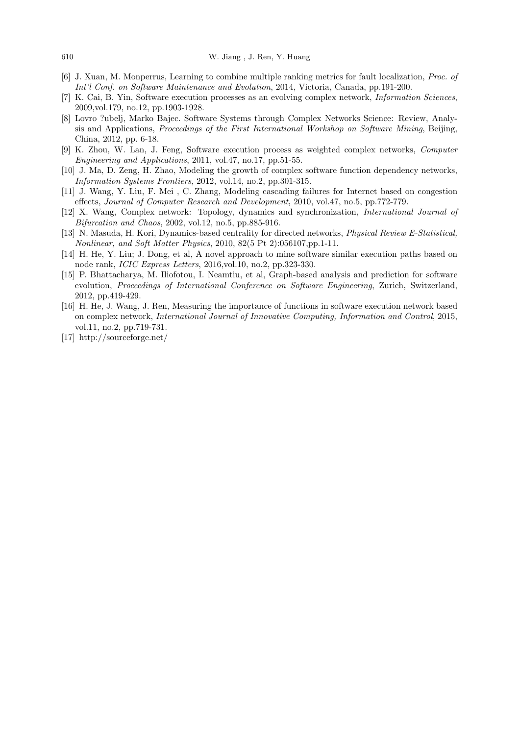[6] J. Xuan, M. Monperrus, Learning to combine multiple ranking metrics for fault localization, *Proc. of Int'l Conf. on Software Maintenance and Evolution*, 2014, Victoria, Canada, pp.191-200.

[7] K. Cai, B. Yin, Software execution processes as an evolving complex network, *Information Sciences*, 2009,vol.179, no.12, pp.1903-1928.

[8] Lovro ?ubelj, Marko Bajec. Software Systems through Complex Networks Science: Review, Analysis and Applications, *Proceedings of the First International Workshop on Software Mining*, Beijing, China, 2012, pp. 6-18.

[9] K. Zhou, W. Lan, J. Feng, Software execution process as weighted complex networks, *Computer Engineering and Applications*, 2011, vol.47, no.17, pp.51-55.

[10] J. Ma, D. Zeng, H. Zhao, Modeling the growth of complex software function dependency networks, *Information Systems Frontiers*, 2012, vol.14, no.2, pp.301-315.

[11] J. Wang, Y. Liu, F. Mei , C. Zhang, Modeling cascading failures for Internet based on congestion effects, *Journal of Computer Research and Development*, 2010, vol.47, no.5, pp.772-779.

[12] X. Wang, Complex network: Topology, dynamics and synchronization, *International Journal of Bifurcation and Chaos*, 2002, vol.12, no.5, pp.885-916.

[13] N. Masuda, H. Kori, Dynamics-based centrality for directed networks, *Physical Review E-Statistical, Nonlinear, and Soft Matter Physics*, 2010, 82(5 Pt 2):056107,pp.1-11.

[14] H. He, Y. Liu; J. Dong, et al, A novel approach to mine software similar execution paths based on node rank, *ICIC Express Letters*, 2016,vol.10, no.2, pp.323-330.

[15] P. Bhattacharya, M. Iliofotou, I. Neamtiu, et al, Graph-based analysis and prediction for software evolution, *Proceedings of International Conference on Software Engineering*, Zurich, Switzerland, 2012, pp.419-429.

[16] H. He, J. Wang, J. Ren, Measuring the importance of functions in software execution network based on complex network, *International Journal of Innovative Computing, Information and Control*, 2015, vol.11, no.2, pp.719-731.

[17] http://sourceforge.net/